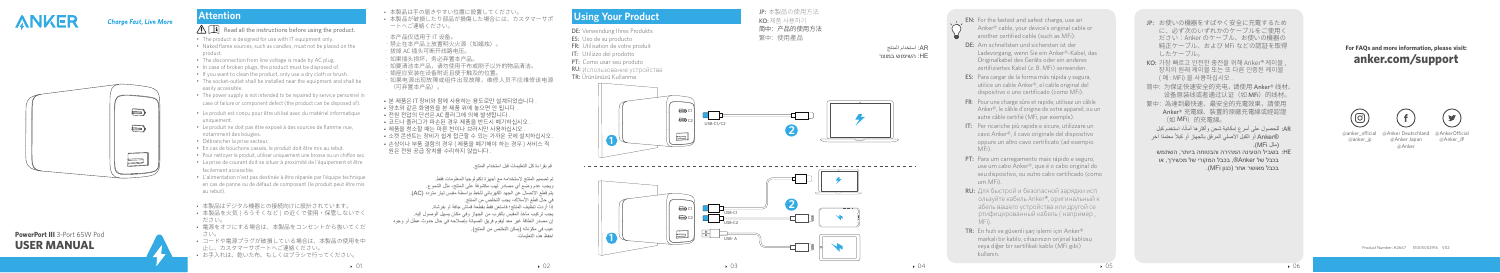# ANKER

*Charge Fast, Live More*

**PowerPort III** 3-Port 65W Pod

**USER MANUAL**

## Attention

⚠️ 📖 **Read all the instructions before using the product.**

- The product is designed for use with IT equipment only.
- Naked flame sources, such as candles, must not be placed on the product.
- The disconnection from line voltage is made by AC plug.
- In case of broken plugs, the product must be disposed of.
- If you want to clean the product, only use a dry cloth or brush.
- The socket-outlet shall be installed near the equipment and shall be easily accessible.
- The power supply is not intended to be repaired by service personnel in case of failure or component defect (the product can be disposed of).

- Le produit est conçu pour être utilisé avec du matériel informatique uniquement.
- Le produit ne doit pas être exposé à des sources de flamme nue, notamment des bougies.
- Débranchez la prise secteur.
- En cas de bouchons cassés, le produit doit être mis au rebut.
- Pour nettoyer le produit, utiliser uniquement une brosse ou un chiffon sec.
- La prise de courant doit se situer à proximité de l'équipement et être facilement accessible.
- L'alimentation n'est pas destinée à être réparée par l'équipe technique en cas de panne ou de défaut de composant (le produit peut être mis au rebut).

- 本製品はIT機器のみでの使用を前提に設計されています。
- 本製品を火元（ろうそくなど）の近くで使用・保管しないでください。
- 電源をオフにする場合は、本製品をコンセントから抜いてください。
- コードや電源プラグが破損している場合は、本製品の使用を中止し、カスタマーサポートへご連絡ください。
- お手入れは、乾いた布、もしくはブラシで行ってください。
- 本製品は手の届きやすい位置に設置してください。
- 本製品が破損したり部品が損傷した場合には、カスタマーサポートへご連絡ください。

本产品仅适用于 IT 设备。
禁止在本产品上放置明火火源（如蜡烛）。
拔掉 AC 插头即可断开电源电压。
如果插头损坏，务必弃置本产品。
如要清洁本产品，请仅使用干布或刷子以外的物品清洁。
插座应安装在设备附近且便于触及的位置。
如果电源出现故障或组件出现故障，维修人员不应维修该电源（可弃置本产品）。

- 본 제품은 IT 장비와 함께 사용하는 용도로만 설계되었습니다.
- 양초와 같은 화염원을 본 제품 위에 놓으면 안 됩니다.
- 전원 전압의 단절은 AC 플러그에 의해 발생됩니다.
- 고장난 플러그의 경우 제품을 반드시 폐기해야 합니다.
- 제품을 청소할 때는 마른 천이나 브러시만 사용하십시오.
- 소켓 콘센트는 장비의 근처에 있어야 하며 쉽게 접근할 수 있어야 합니다.
- 손상이나 부품 결함의 경우 서비스 직원이 수리할 수 있도록 제작되지 않았습니다(제품을 폐기할 수 있음).

## Using Your Product

DE: Verwendung Ihres Produkts
ES: Uso de su producto
FR: Utilisation de votre produit
IT: Utilizzo del prodotto
PT: Como usar seu produto
RU: Использование устройства
TR: Ürününüzü Kullanma

JP: 本製品の使用方法
KO: 제품 사용하기
简中: 产品的使用方法
繁中: 使用產品

AR: استخدام المنتج
HE: שימוש במוצר

USB-C1/C2 · USB-C1 · USB-C2 · USB-A

- EN: For the fastest and safest charge, use an Anker® cable, your device's original cable or another certified cable (such as MFi).
- DE: Am schnellsten und sichersten ist der Ladevorgang, wenn Sie ein Anker®-Kabel, das Originalkabel des Geräts oder ein anderes zertifiziertes Kabel (z. B. MFi) verwenden.
- ES: Para cargar de la forma más rápida y segura, utilice un cable Anker®, el cable original del dispositivo o uno certificado (como MFi).
- FR: Pour une charge sûre et rapide, utiliser un câble Anker®, le câble d'origine de votre appareil, ou un autre câble certifié (MFi, par exemple).
- IT: Per ricariche più rapide e sicure, utilizzare un cavo Anker®, il cavo originale del dispositivo oppure un altro cavo certificato (ad esempio MFi).
- PT: Para um carregamento mais rápido e seguro, use um cabo Anker®, que é o cabo original do seu dispositivo, ou outro cabo certificado (como um MFi).
- RU: Для быстрой и безопасной зарядки используйте кабель Anker®, оригинальный кабель вашего устройства или другой сертифицированный кабель (например, MFi).
- TR: En hızlı ve güvenli şarj işlemi için Anker® markalı bir kablo, cihazınızın orijinal kablosu veya diğer bir sertifikalı kablo (MFi gibi) kullanın.

- JP: お使いの機器をすばやく安全に充電するために、必ず次のいずれかのケーブルをご使用ください：Anker のケーブル、お使いの機器の純正ケーブル、および MFi などの認証を取得したケーブル。
- KO: 가장 빠르고 안전한 충전을 위해 Anker® 케이블, 장치의 원래 케이블 또는 다른 인증된 케이블(예: MFi)을 사용하십시오.
- 简中: 为保证快速安全的充电，请使用 Anker® 线材、设备原装线或者通过认证（如 MFi）的线材。
- 繁中: 為達到最快速、最安全的充電效果，請使用 Anker® 充電線、裝置的原廠充電線或經認證（如 MFi）的充電線。
- AR: للحصول على أسرع شحن وأكثرها أمانًا، استخدم كابل Anker® أو الكابل الأصلي لجهازك أو أي كابل آخر معتمد (مثل MFi).
- HE: לטעינה המהירה והבטוחה ביותר, השתמשו בכבל של Anker®, בכבל המקורי של המכשיר, או בכבל מאושר אחר (כגון MFi).

**For FAQs and more information, please visit:**
**anker.com/support**

@anker_official · @anker_jp · @Anker Deutschland · @Anker Japan · @Anker · @AnkerOfficial · @Anker_JP

Product Number: A2667 · 51005002915 · V02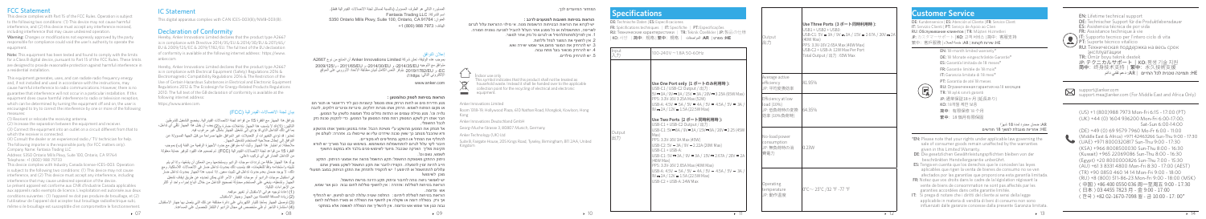## FCC Statement

This device complies with Part 15 of the FCC Rules. Operation is subject to the following two conditions: (1) This device may not cause harmful interference, and (2) this device must accept any interference received, including interference that may cause undesired operation.

**Warning:** Changes or modifications not expressly approved by the party responsible for compliance could void the user's authority to operate the equipment.

**Note:** This equipment has been tested and found to comply with the limits for a Class B digital device, pursuant to Part 15 of the FCC Rules. These limits are designed to provide reasonable protection against harmful interference in a residential installation.

This equipment generates, uses, and can radiate radio frequency energy and, if not installed and used in accordance with the instructions, may cause harmful interference to radio communications. However, there is no guarantee that interference will not occur in a particular installation. If this equipment does cause harmful interference to radio or television reception, which can be determined by turning the equipment off and on, the user is encouraged to try to correct the interference by one or more of the following measures:

(1) Reorient or relocate the receiving antenna.
(2) Increase the separation between the equipment and receiver.
(3) Connect the equipment into an outlet on a circuit different from that to which the receiver is connected.
(4) Consult the dealer or an experienced radio / TV technician for help.

The following importer is the responsible party (for FCC matters only)
Company Name: Fantasia Trading LLC
Address: 5350 Ontario Mills Pkwy, Suite 100, Ontario, CA 91764
Telephone: +1 (800) 988 7973

## IC Statement

This digital apparatus complies with CAN ICES-003(B)/NMB-003(B).

## Declaration of Conformity

Hereby, Anker Innovations Limited declares that the product type A2667 is in compliance with Directive 2014/35/EU & 2014/30/EU & 2011/65/EU & 2009/125/EC & 2019/1782/EU. The full text of the EU declaration of conformity is available at the following internet address: https://www.anker.com

Hereby, Anker Innovations Limited declares that the product type A2667 is in compliance with Electrical Equipment (Safety) Regulations 2016 & Electromagnetic Compatibility Regulations 2016 & The Restriction of the Use of Certain Hazardous Substances in Electrical and Electronic Equipment Regulations 2012 & The Ecodesign for Energy-Related Products Regulations 2010. The full text of the GB declaration of conformity is available at the following internet address: https://www.anker.com

Le présent appareil est conforme aux CNR d'Industrie Canada applicables aux appareils radio exempts de licence. L'exploitation est autorisée aux deux conditions suivantes : (1) l'appareil ne doit pas produire de brouillage, et (2) l'utilisateur de l'appareil doit accepter tout brouillage radioélectrique subi, même si le brouillage est susceptible d'en compromettre le fonctionnement.

## إعلان لجنة الاتصالات الفيدرالية (FCC)

يتوافق هذا الجهاز مع الجزء 15 من قواعد لجنة الاتصالات الفيدرالية. يخضع التشغيل للشرطين التاليين: (1) لا يجوز أن يتسبب هذا الجهاز بتداخل ضار، و(2) يجب أن يقبل هذا الجهاز أي تداخل يتم تلقيه، بما في ذلك التداخل الذي قد يتسبب في تشغيل غير مرغوب فيه.

تحذير: قد تؤدي التغييرات أو التعديلات التي لم تتم الموافقة عليها صراحةً من قبل الطرف المسؤول عن الامتثال إلى إلغاء صلاحية المستخدم لتشغيل الجهاز.

ملاحظة: تم اختبار هذا الجهاز ووُجد أنه يتوافق مع حدود الأجهزة الرقمية من الفئة B وفقًا للجزء 15 من قواعد لجنة الاتصالات الفيدرالية. تم تصميم هذه الحدود لتوفير حماية معقولة ضد التداخل الضار في التركيبات السكنية.

يولّد هذا الجهاز طاقة ترددات لاسلكية ويستخدمها ويمكن أن يشعها، وإذا لم يتم تركيبه واستخدامه وفقًا للتعليمات، فقد يتسبب في تداخل ضار مع الاتصالات اللاسلكية. ومع ذلك، ليس هناك ما يضمن عدم حدوث تداخل في تركيب معين. إذا تسبب هذا الجهاز في تداخل ضار لاستقبال الراديو أو التلفزيون، وهو ما يمكن تحديده عن طريق إيقاف تشغيل الجهاز وتشغيله، فيُنصح المستخدم بمحاولة تصحيح التداخل من خلال إجراء واحد أو أكثر من الإجراءات التالية:

(1) إعادة توجيه هوائي الاستقبال أو تغيير موضعه.
(2) زيادة المسافة الفاصلة بين الجهاز وجهاز الاستقبال.
(3) توصيل الجهاز بمنفذ كهربائي في دائرة مختلفة عن تلك التي يتصل بها جهاز الاستقبال.
(4) استشارة الوكيل أو فني راديو/تلفزيون متمرس للحصول على المساعدة.

المستورد التالي هو الطرف المسؤول (بالنسبة لمسائل لجنة الاتصالات الفيدرالية فقط)
اسم الشركة: Fantasia Trading LLC
العنوان: 5350 Ontario Mills Pkwy, Suite 100, Ontario, CA 91764
الهاتف: +1 (800) 988 7973

## إعلان المطابقة

بموجب هذه الوثيقة، تعلن شركة Anker Innovations Limited أن المنتج من نوع A2667 متوافق مع التوجيه 2014/35/EU و2014/30/EU و2011/65/EU و2009/125/EC و2019/1782/EU. يتوفر النص الكامل لإعلان المطابقة للاتحاد الأوروبي على العنوان الإلكتروني التالي: www.anker.com

### تحذير

### معلومات التخلص وإعادة التدوير

يشير هذا الرمز إلى أنه لا ينبغي التخلص من هذا المنتج مع النفايات المنزلية، بل يجب تسليمه إلى نقطة تجميع لإعادة تدوير المعدات الكهربائية والإلكترونية.

Anker Innovations Limited
Room 1318-19, Hollywood Plaza, 610 Nathan Road, Mongkok, Kowloon, Hong Kong

Anker Innovations Deutschland GmbH
Georg-Muche-Strasse 3, 80807 Munich, Germany

Anker Technology (UK) Ltd
Suite B, Fairgate House, 205 Kings Road, Tyseley, Birmingham, B11 2AA, United Kingdom

## Specifications

EN: Technische Daten | ES: Especificaciones | FR: Spécifications techniques | IT: Specifiche | PT: Especificações | RU: Технические характеристики | TR: Teknik Özellikler | JP: 製品の仕様 | KO: 사양 | 简体: 规格 | 繁體: 規格 | AR: المواصفات | HE: מפרטים

| | |
|---|---|
| Input<br>入力 | 100-240V ~ 1.8A 50-60Hz |
| Output<br>出力 | **Use One Port Only (1 ポートのみ使用時)**:<br>USB-C1 / USB-C2 Output (出力):<br>5V ⎓ 3A / 9V ⎓ 3A / 12V ⎓ 3A / 15V ⎓ 3A / 20V ⎓ 3.25A (65W Max)<br>PPS: 3.3V-21V ⎓ 3.25A (65W)<br>USB-A: 4.5V ⎓ 5A / 5V ⎓ 4A / 5V ⎓ 4.5A / 9V ⎓ 3A / 12V ⎓ 2.5A / 12V ⎓ 1.5A (22.5W Max)<br>**Use Two Ports (2 ポート同時使用時)**:<br>USB-C1 + USB-C2 Output (出力):<br>USB-C1: 5V ⎓ 3A / 9V ⎓ 3A / 15V ⎓ 3A / 20V ⎓ 2.25A (45W Max)<br>PPS: 3.3V-16V/3A Max (45W)<br>USB-C2: 5V ⎓ 3A / 9V ⎓ 2.22A (20W Max)<br>USB-C1 + USB-A:<br>USB-C1: 5V ⎓ 3A / 9V ⎓ 3A / 15V ⎓ 3A / 20V ⎓ 2.4A (48W Max)<br>PPS: 3.3V-21V/2.15A Max (48W Max)<br>USB-A: 4.5V ⎓ 5A / 5V ⎓ 4A / 5V ⎓ 4.5A / 9V ⎓ 3A / 12V ⎓ 1.5A (22.5W Max)<br>USB-C2 + USB-A: 24W Max<br>**Use Three Ports (3 ポート同時使用時)**:<br>USB-C1 + USB-C2 + USB-A:<br>USB-C1: 5V ⎓ 3A / 9V ⎓ 3A / 15V ⎓ 2.67A / 20V ⎓ 2A (40W Max)<br>PPS: 3.3V-16V/2.45A Max (40W Max)<br>USB-C2 + USB-A: 12W Max(5V ⎓ 2.4A)<br>Total Output (合計): 65W Max |
| Average active efficiency<br>平均効率 | 91.95% |
| Efficiency at low load (10%)<br>低負荷時効率 (10%負荷時) | 84.85% |
| No-load power consumption<br>無負荷時の消費電力 | 0.28W |
| Operating temperature<br>動作温度 | 0°C ~ 25°C / 32 °F - 77 °F |

## Customer Service

EN: Customer Service | ES: Atención al Cliente | FR: Service Client | IT: Servizio Clienti | PT: Serviço de Apoio ao Cliente | RU: Обслуживание клиентов | TR: Müşteri Hizmetleri | JP: カスタマーサービス | KO: 고객 서비스 | 简中: 客服支持 | 繁中: 客戶服務 | AR: خدمة العملاء | HE: שירות לקוחות

EN: 18-month limited warranty*
DE: 18 Monate eingeschränkte Garantie*
ES: Garantía limitada de 18 meses*
FR: Garantie limitée de 18 mois*
IT: Garanzia limitata di 18 mesi*
PT: Garantia de até 18 meses
RU: Ограниченная гарантия 18 месяцев*
TR: 18 aylık sınırlı garanti
JP: 18ヶ月保証*
KO: 18개월 제한 보증
简中: 有限保修18个月
繁中: 18 個月有限保固
AR: ضمان محدود لمدة 18 شهرًا
HE: אחריות מוגבלת ל-18 חודשים

*EN: Please note that your rights under applicable law governing the sale of consumer goods remain unaffected by the warranties given in this Limited Warranty.
DE: Die gesetzlichen Gewährleistungsrechten bleiben von der beschränkten Herstellergarantie unberührt.
ES: Tenga en cuenta que sus derechos que le conceden las leyes aplicables que rigen la venta de bienes de consumo no se ven afectados por las garantías que proporciona esta garantía limitada.
FR: Notez que vos droits dans le cadre de la législation régissant la vente de biens de consommation ne sont pas affectés par les garanties fournies dans cette garantie limitée.
IT: Si prega di notare che i diritti del cliente ai sensi della legge applicabile in materia di vendita di beni di consumo non sono influenzati dalle garanzie concesse dalla presente Garanzia limitata.

EN: Lifetime technical support
DE: Technischer Support für die Produktlebensdauer
ES: Asistencia técnica de por vida
FR: Assistance technique à vie
IT: Supporto tecnico per l'intero ciclo di vita
PT: Suporte técnico vitalício
RU: Техническая поддержка на весь срок эксплуатации
TR: Ömür boyu teknik destek
JP: テクニカルサポート | KO: 평생 기술 지원
简中: 终身技术支持 | 繁中: 永久技術支援
AR: دعم فني مدى الحياة | HE: תמיכה טכנית לכל החיים

support@anker.com
support.mea@anker.com (For Middle East and Africa Only)

(US) +1 (800) 988 7973 Mon-Fri 6:15 - 17:00 (PT)
(UK) +44 (0) 1604 936200 Mon-Fri 6:00-11:00
Sat-Sun 6:00-14:00
(DE) +49 (0) 69 9579 7960 Mo-Fr 6:00 - 11:00
(Middle East & Africa) +971 42409266 Sun-Thu 9:00 - 17:30
(UAE) +971 8000320087 Sun-Thu 9:00 - 17:30
(KSA) +966 8008500030 Sun-Thu 8:00 - 16:30
(Kuwait) +965 22069086 Sun-Thu 8:00 - 16:30
(Egypt) +20 8000000826 Sun-Thu 7:00 - 15:30
(AU) +61 3 8331 4800 Mon-Fri 9:00 - 17:00 (AEST)
(TR) +90 0850 460 1414 Mon-Fri 9:00 - 18:00
(RU) +8 (800) 511-86-23 Mon-Fri 9:00 - 18:00 (MSK)
(中国) +86 400 0550 036 周一至周五 9:00 - 17:30
(日本) 03 4455 7823 月～金 9:00 - 17:00
(한국) +82 02-2670-7098 월 - 금 10:00 - 17:00*